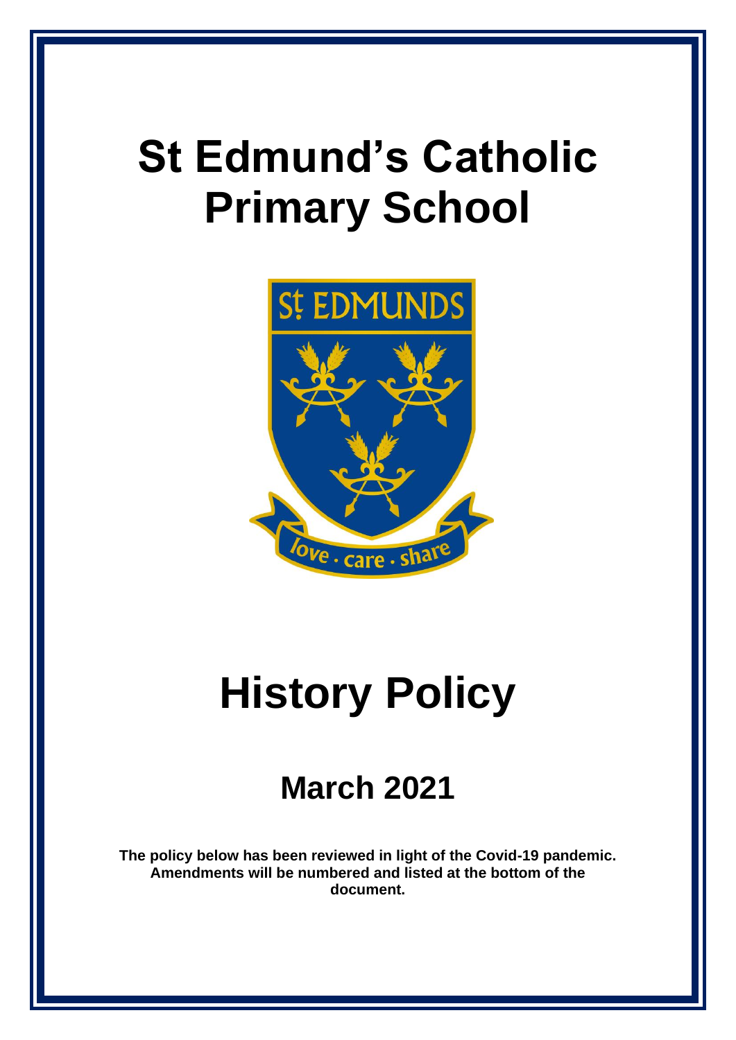# St Edmund's Catholic Primary School

# History Policy

## March 2021

**The policy below has been reviewed in light of the Covid-19 pandemic. Amendments will be numbered and listed at the bottom of the document.**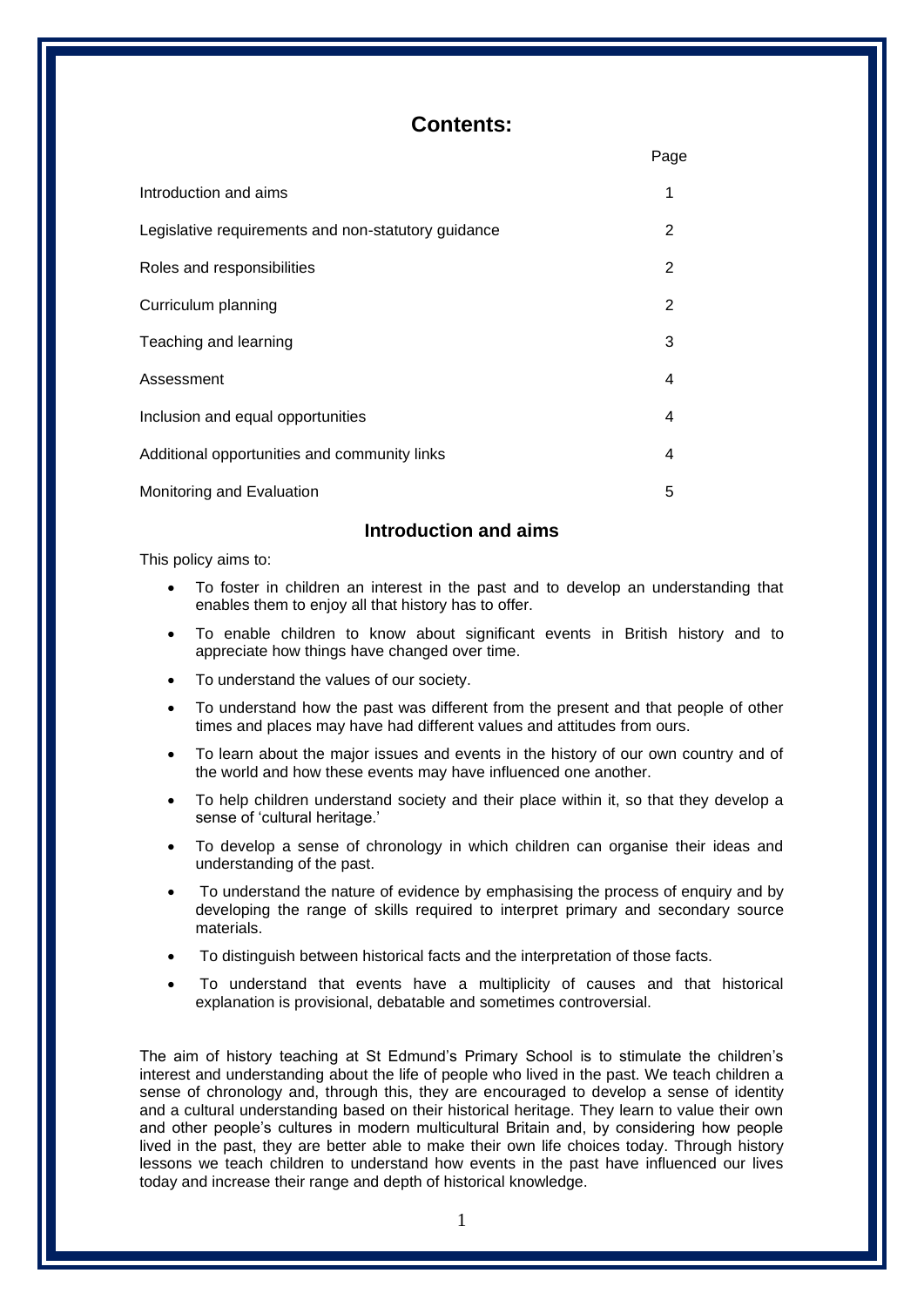# Contents:

| | Page |
|---|---|
| Introduction and aims | 1 |
| Legislative requirements and non-statutory guidance | 2 |
| Roles and responsibilities | 2 |
| Curriculum planning | 2 |
| Teaching and learning | 3 |
| Assessment | 4 |
| Inclusion and equal opportunities | 4 |
| Additional opportunities and community links | 4 |
| Monitoring and Evaluation | 5 |

## Introduction and aims

This policy aims to:

- To foster in children an interest in the past and to develop an understanding that enables them to enjoy all that history has to offer.
- To enable children to know about significant events in British history and to appreciate how things have changed over time.
- To understand the values of our society.
- To understand how the past was different from the present and that people of other times and places may have had different values and attitudes from ours.
- To learn about the major issues and events in the history of our own country and of the world and how these events may have influenced one another.
- To help children understand society and their place within it, so that they develop a sense of 'cultural heritage.'
- To develop a sense of chronology in which children can organise their ideas and understanding of the past.
- To understand the nature of evidence by emphasising the process of enquiry and by developing the range of skills required to interpret primary and secondary source materials.
- To distinguish between historical facts and the interpretation of those facts.
- To understand that events have a multiplicity of causes and that historical explanation is provisional, debatable and sometimes controversial.

The aim of history teaching at St Edmund's Primary School is to stimulate the children's interest and understanding about the life of people who lived in the past. We teach children a sense of chronology and, through this, they are encouraged to develop a sense of identity and a cultural understanding based on their historical heritage. They learn to value their own and other people's cultures in modern multicultural Britain and, by considering how people lived in the past, they are better able to make their own life choices today. Through history lessons we teach children to understand how events in the past have influenced our lives today and increase their range and depth of historical knowledge.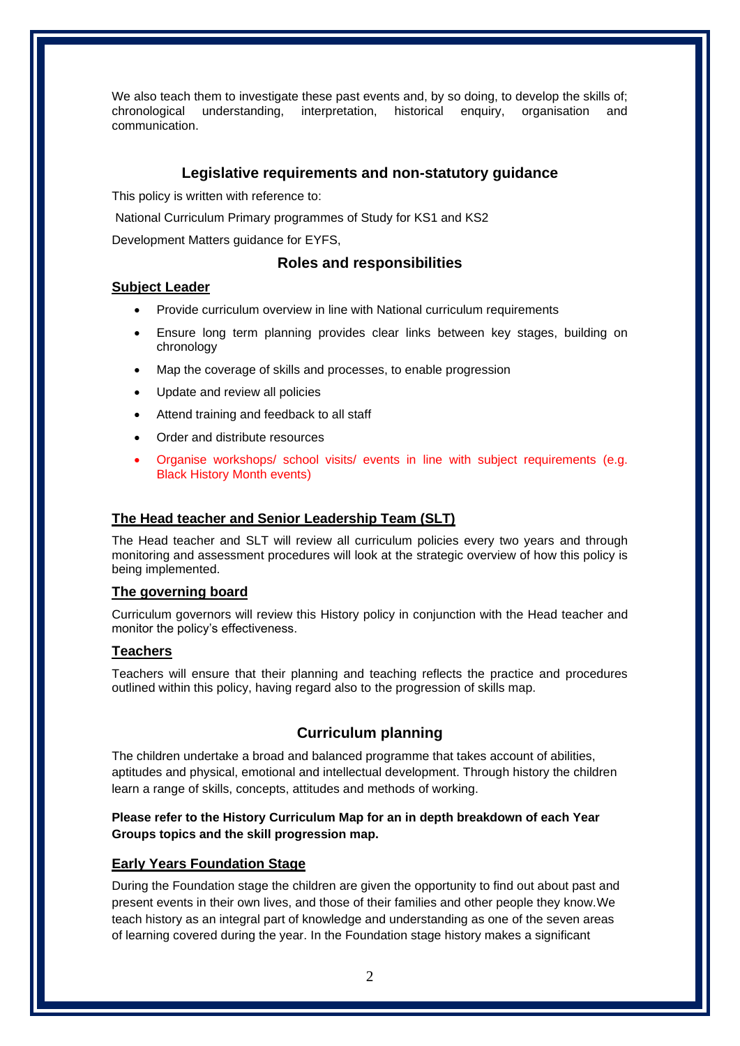We also teach them to investigate these past events and, by so doing, to develop the skills of; chronological understanding, interpretation, historical enquiry, organisation and communication.

## Legislative requirements and non-statutory guidance

This policy is written with reference to:

National Curriculum Primary programmes of Study for KS1 and KS2

Development Matters guidance for EYFS,

## Roles and responsibilities

### Subject Leader

- Provide curriculum overview in line with National curriculum requirements
- Ensure long term planning provides clear links between key stages, building on chronology
- Map the coverage of skills and processes, to enable progression
- Update and review all policies
- Attend training and feedback to all staff
- Order and distribute resources
- Organise workshops/ school visits/ events in line with subject requirements (e.g. Black History Month events)

### The Head teacher and Senior Leadership Team (SLT)

The Head teacher and SLT will review all curriculum policies every two years and through monitoring and assessment procedures will look at the strategic overview of how this policy is being implemented.

### The governing board

Curriculum governors will review this History policy in conjunction with the Head teacher and monitor the policy's effectiveness.

### Teachers

Teachers will ensure that their planning and teaching reflects the practice and procedures outlined within this policy, having regard also to the progression of skills map.

## Curriculum planning

The children undertake a broad and balanced programme that takes account of abilities, aptitudes and physical, emotional and intellectual development. Through history the children learn a range of skills, concepts, attitudes and methods of working.

**Please refer to the History Curriculum Map for an in depth breakdown of each Year Groups topics and the skill progression map.**

### Early Years Foundation Stage

During the Foundation stage the children are given the opportunity to find out about past and present events in their own lives, and those of their families and other people they know.We teach history as an integral part of knowledge and understanding as one of the seven areas of learning covered during the year. In the Foundation stage history makes a significant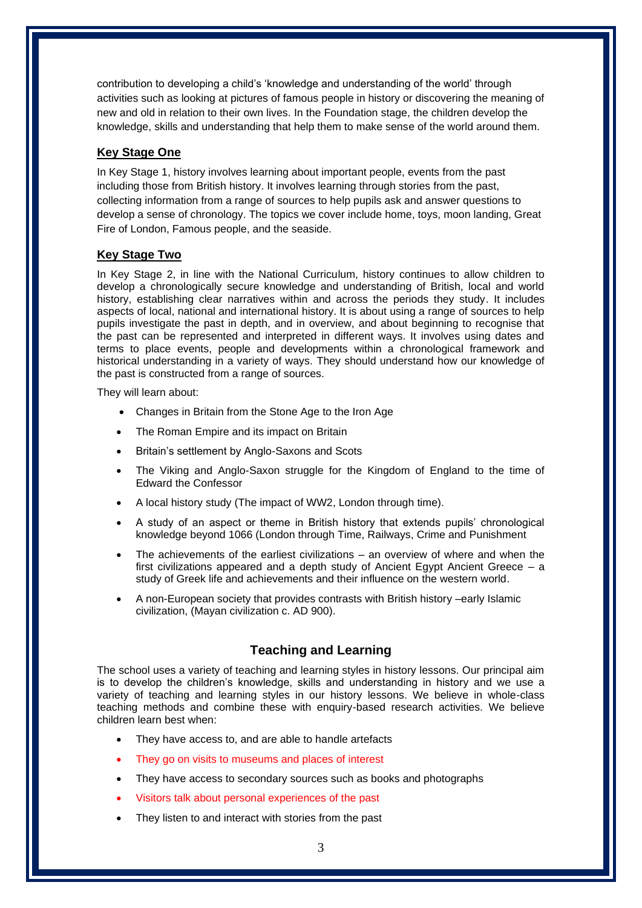contribution to developing a child's 'knowledge and understanding of the world' through activities such as looking at pictures of famous people in history or discovering the meaning of new and old in relation to their own lives. In the Foundation stage, the children develop the knowledge, skills and understanding that help them to make sense of the world around them.

## Key Stage One

In Key Stage 1, history involves learning about important people, events from the past including those from British history. It involves learning through stories from the past, collecting information from a range of sources to help pupils ask and answer questions to develop a sense of chronology. The topics we cover include home, toys, moon landing, Great Fire of London, Famous people, and the seaside.

## Key Stage Two

In Key Stage 2, in line with the National Curriculum, history continues to allow children to develop a chronologically secure knowledge and understanding of British, local and world history, establishing clear narratives within and across the periods they study. It includes aspects of local, national and international history. It is about using a range of sources to help pupils investigate the past in depth, and in overview, and about beginning to recognise that the past can be represented and interpreted in different ways. It involves using dates and terms to place events, people and developments within a chronological framework and historical understanding in a variety of ways. They should understand how our knowledge of the past is constructed from a range of sources.

They will learn about:

- Changes in Britain from the Stone Age to the Iron Age
- The Roman Empire and its impact on Britain
- Britain's settlement by Anglo-Saxons and Scots
- The Viking and Anglo-Saxon struggle for the Kingdom of England to the time of Edward the Confessor
- A local history study (The impact of WW2, London through time).
- A study of an aspect or theme in British history that extends pupils' chronological knowledge beyond 1066 (London through Time, Railways, Crime and Punishment
- The achievements of the earliest civilizations – an overview of where and when the first civilizations appeared and a depth study of Ancient Egypt Ancient Greece – a study of Greek life and achievements and their influence on the western world.
- A non-European society that provides contrasts with British history –early Islamic civilization, (Mayan civilization c. AD 900).

# Teaching and Learning

The school uses a variety of teaching and learning styles in history lessons. Our principal aim is to develop the children's knowledge, skills and understanding in history and we use a variety of teaching and learning styles in our history lessons. We believe in whole-class teaching methods and combine these with enquiry-based research activities. We believe children learn best when:

- They have access to, and are able to handle artefacts
- They go on visits to museums and places of interest
- They have access to secondary sources such as books and photographs
- Visitors talk about personal experiences of the past
- They listen to and interact with stories from the past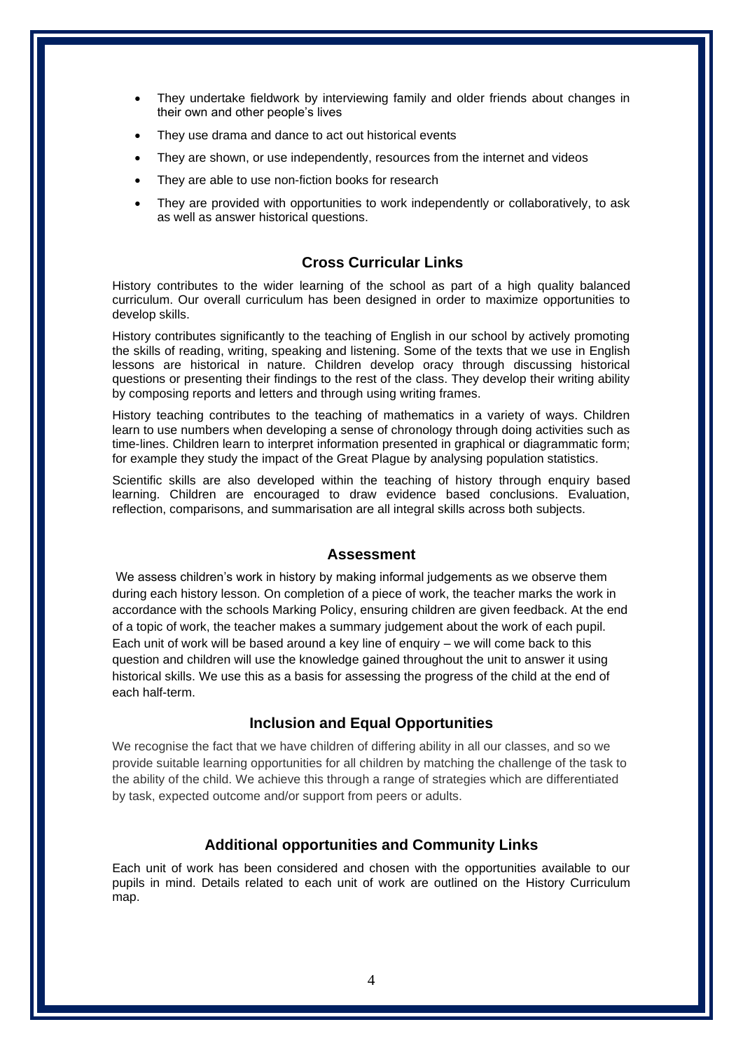- They undertake fieldwork by interviewing family and older friends about changes in their own and other people's lives
- They use drama and dance to act out historical events
- They are shown, or use independently, resources from the internet and videos
- They are able to use non-fiction books for research
- They are provided with opportunities to work independently or collaboratively, to ask as well as answer historical questions.

## Cross Curricular Links

History contributes to the wider learning of the school as part of a high quality balanced curriculum. Our overall curriculum has been designed in order to maximize opportunities to develop skills.

History contributes significantly to the teaching of English in our school by actively promoting the skills of reading, writing, speaking and listening. Some of the texts that we use in English lessons are historical in nature. Children develop oracy through discussing historical questions or presenting their findings to the rest of the class. They develop their writing ability by composing reports and letters and through using writing frames.

History teaching contributes to the teaching of mathematics in a variety of ways. Children learn to use numbers when developing a sense of chronology through doing activities such as time-lines. Children learn to interpret information presented in graphical or diagrammatic form; for example they study the impact of the Great Plague by analysing population statistics.

Scientific skills are also developed within the teaching of history through enquiry based learning. Children are encouraged to draw evidence based conclusions. Evaluation, reflection, comparisons, and summarisation are all integral skills across both subjects.

## Assessment

We assess children's work in history by making informal judgements as we observe them during each history lesson. On completion of a piece of work, the teacher marks the work in accordance with the schools Marking Policy, ensuring children are given feedback. At the end of a topic of work, the teacher makes a summary judgement about the work of each pupil. Each unit of work will be based around a key line of enquiry – we will come back to this question and children will use the knowledge gained throughout the unit to answer it using historical skills. We use this as a basis for assessing the progress of the child at the end of each half-term.

## Inclusion and Equal Opportunities

We recognise the fact that we have children of differing ability in all our classes, and so we provide suitable learning opportunities for all children by matching the challenge of the task to the ability of the child. We achieve this through a range of strategies which are differentiated by task, expected outcome and/or support from peers or adults.

## Additional opportunities and Community Links

Each unit of work has been considered and chosen with the opportunities available to our pupils in mind. Details related to each unit of work are outlined on the History Curriculum map.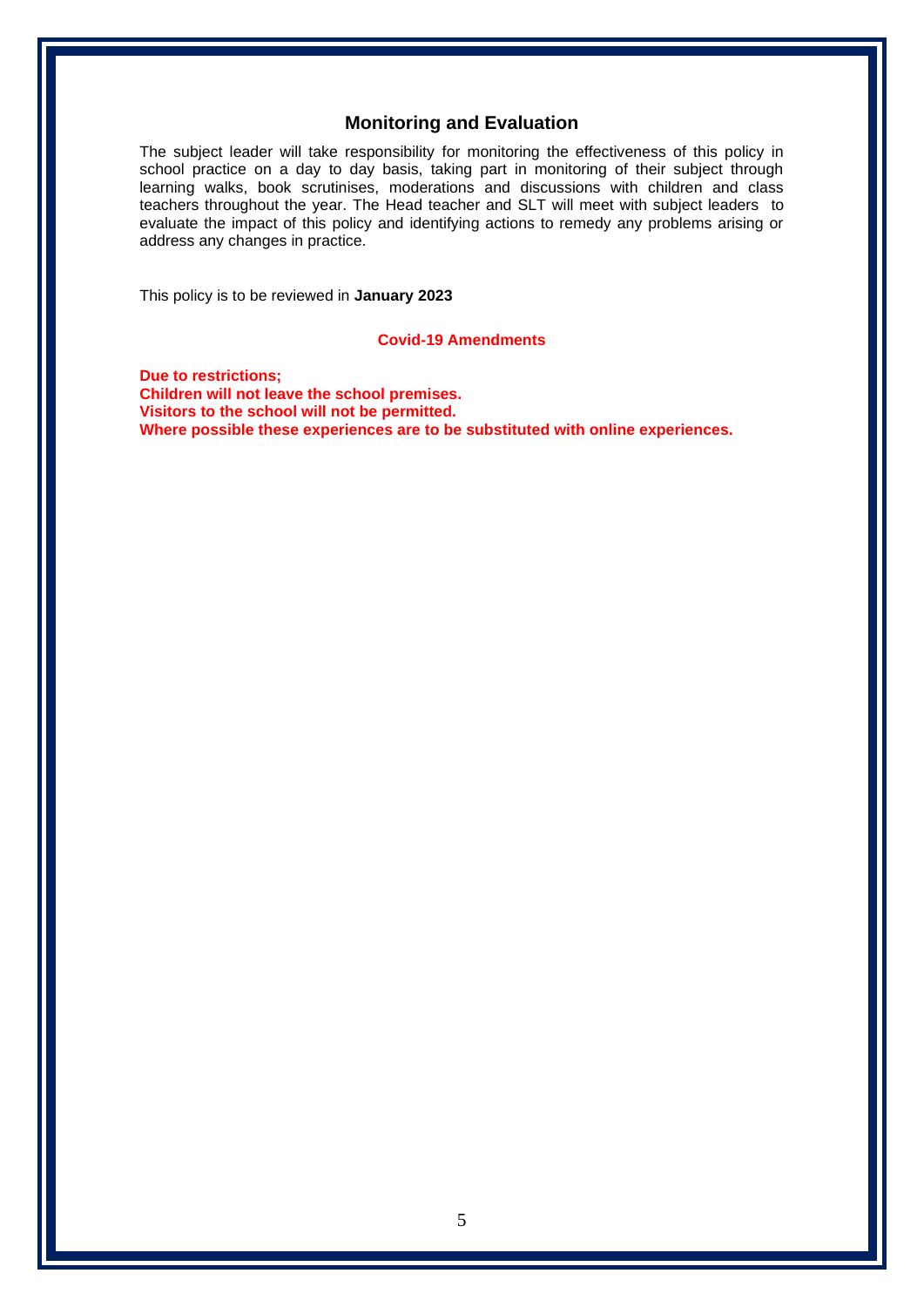## Monitoring and Evaluation

The subject leader will take responsibility for monitoring the effectiveness of this policy in school practice on a day to day basis, taking part in monitoring of their subject through learning walks, book scrutinises, moderations and discussions with children and class teachers throughout the year. The Head teacher and SLT will meet with subject leaders to evaluate the impact of this policy and identifying actions to remedy any problems arising or address any changes in practice.

This policy is to be reviewed in **January 2023**

**Covid-19 Amendments**

**Due to restrictions;**
**Children will not leave the school premises.**
**Visitors to the school will not be permitted.**
**Where possible these experiences are to be substituted with online experiences.**